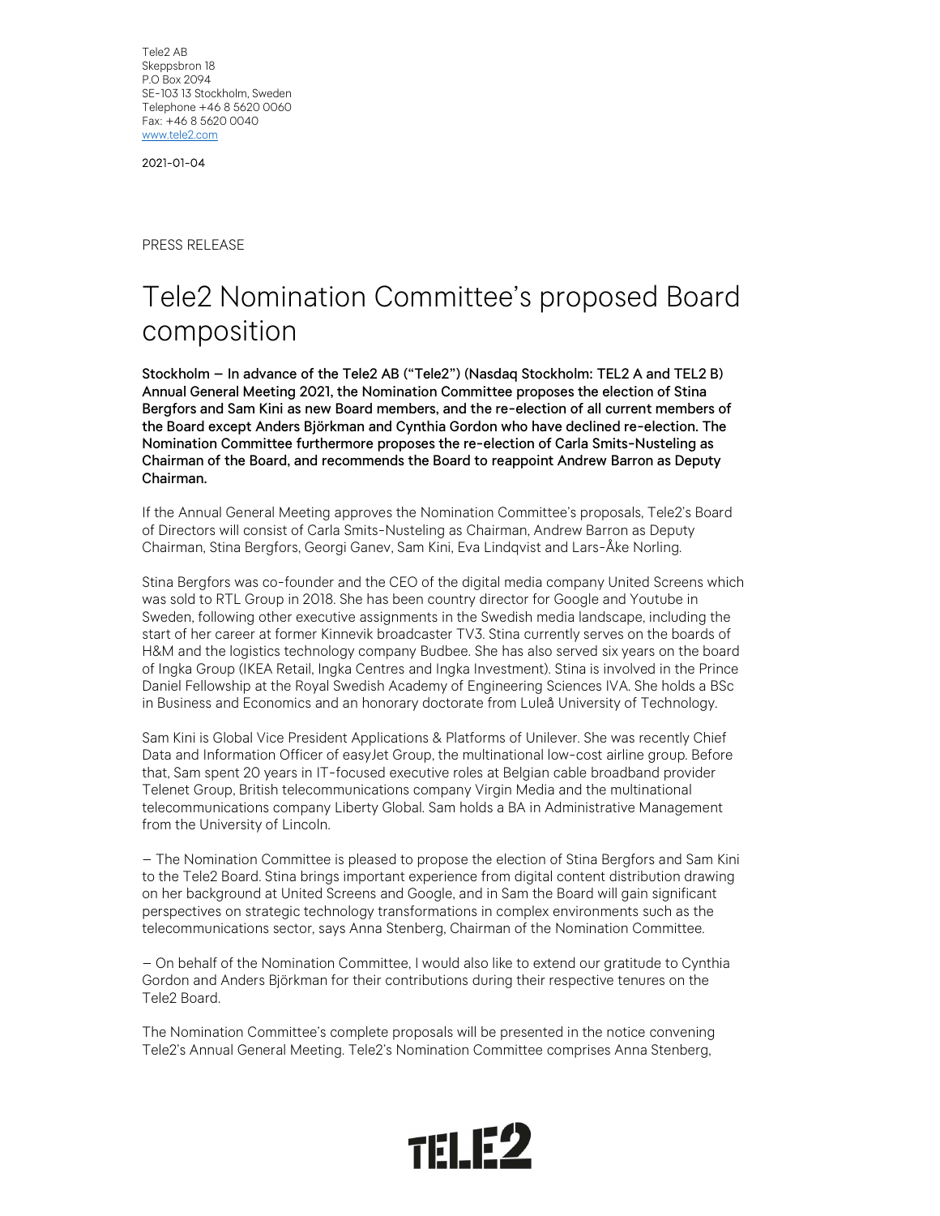Tele2 AB
Skeppsbron 18
P.O Box 2094
SE-103 13 Stockholm, Sweden
Telephone +46 8 5620 0060
Fax: +46 8 5620 0040
www.tele2.com

2021-01-04

PRESS RELEASE

# Tele2 Nomination Committee's proposed Board composition

**Stockholm – In advance of the Tele2 AB ("Tele2") (Nasdaq Stockholm: TEL2 A and TEL2 B) Annual General Meeting 2021, the Nomination Committee proposes the election of Stina Bergfors and Sam Kini as new Board members, and the re-election of all current members of the Board except Anders Björkman and Cynthia Gordon who have declined re-election. The Nomination Committee furthermore proposes the re-election of Carla Smits-Nusteling as Chairman of the Board, and recommends the Board to reappoint Andrew Barron as Deputy Chairman.**

If the Annual General Meeting approves the Nomination Committee's proposals, Tele2's Board of Directors will consist of Carla Smits-Nusteling as Chairman, Andrew Barron as Deputy Chairman, Stina Bergfors, Georgi Ganev, Sam Kini, Eva Lindqvist and Lars-Åke Norling.

Stina Bergfors was co-founder and the CEO of the digital media company United Screens which was sold to RTL Group in 2018. She has been country director for Google and Youtube in Sweden, following other executive assignments in the Swedish media landscape, including the start of her career at former Kinnevik broadcaster TV3. Stina currently serves on the boards of H&M and the logistics technology company Budbee. She has also served six years on the board of Ingka Group (IKEA Retail, Ingka Centres and Ingka Investment). Stina is involved in the Prince Daniel Fellowship at the Royal Swedish Academy of Engineering Sciences IVA. She holds a BSc in Business and Economics and an honorary doctorate from Luleå University of Technology.

Sam Kini is Global Vice President Applications & Platforms of Unilever. She was recently Chief Data and Information Officer of easyJet Group, the multinational low-cost airline group. Before that, Sam spent 20 years in IT-focused executive roles at Belgian cable broadband provider Telenet Group, British telecommunications company Virgin Media and the multinational telecommunications company Liberty Global. Sam holds a BA in Administrative Management from the University of Lincoln.

– The Nomination Committee is pleased to propose the election of Stina Bergfors and Sam Kini to the Tele2 Board. Stina brings important experience from digital content distribution drawing on her background at United Screens and Google, and in Sam the Board will gain significant perspectives on strategic technology transformations in complex environments such as the telecommunications sector, says Anna Stenberg, Chairman of the Nomination Committee.

– On behalf of the Nomination Committee, I would also like to extend our gratitude to Cynthia Gordon and Anders Björkman for their contributions during their respective tenures on the Tele2 Board.

The Nomination Committee's complete proposals will be presented in the notice convening Tele2's Annual General Meeting. Tele2's Nomination Committee comprises Anna Stenberg,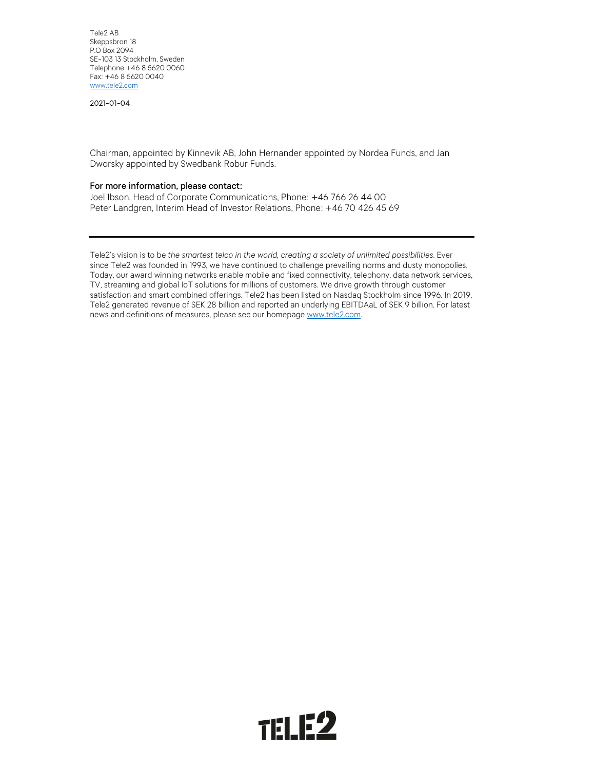Chairman, appointed by Kinnevik AB, John Hernander appointed by Nordea Funds, and Jan Dworsky appointed by Swedbank Robur Funds.

**For more information, please contact:**
Joel Ibson, Head of Corporate Communications, Phone: +46 766 26 44 00
Peter Landgren, Interim Head of Investor Relations, Phone: +46 70 426 45 69

---

Tele2's vision is to be *the smartest telco in the world, creating a society of unlimited possibilities*. Ever since Tele2 was founded in 1993, we have continued to challenge prevailing norms and dusty monopolies. Today, our award winning networks enable mobile and fixed connectivity, telephony, data network services, TV, streaming and global IoT solutions for millions of customers. We drive growth through customer satisfaction and smart combined offerings. Tele2 has been listed on Nasdaq Stockholm since 1996. In 2019, Tele2 generated revenue of SEK 28 billion and reported an underlying EBITDAaL of SEK 9 billion. For latest news and definitions of measures, please see our homepage [www.tele2.com](http://www.tele2.com).